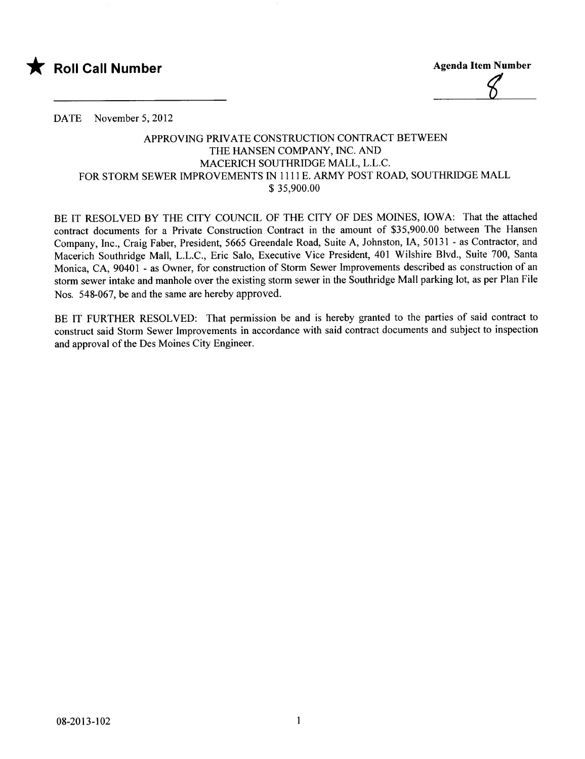★ **Roll Call Number**

**Agenda Item Number**

8

DATE November 5, 2012

APPROVING PRIVATE CONSTRUCTION CONTRACT BETWEEN
THE HANSEN COMPANY, INC. AND
MACERICH SOUTHRIDGE MALL, L.L.C.
FOR STORM SEWER IMPROVEMENTS IN 1111 E. ARMY POST ROAD, SOUTHRIDGE MALL
$ 35,900.00

BE IT RESOLVED BY THE CITY COUNCIL OF THE CITY OF DES MOINES, IOWA: That the attached contract documents for a Private Construction Contract in the amount of $35,900.00 between The Hansen Company, Inc., Craig Faber, President, 5665 Greendale Road, Suite A, Johnston, IA, 50131 - as Contractor, and Macerich Southridge Mall, L.L.C., Eric Salo, Executive Vice President, 401 Wilshire Blvd., Suite 700, Santa Monica, CA, 90401 - as Owner, for construction of Storm Sewer Improvements described as construction of an storm sewer intake and manhole over the existing storm sewer in the Southridge Mall parking lot, as per Plan File Nos. 548-067, be and the same are hereby approved.

BE IT FURTHER RESOLVED: That permission be and is hereby granted to the parties of said contract to construct said Storm Sewer Improvements in accordance with said contract documents and subject to inspection and approval of the Des Moines City Engineer.

08-2013-102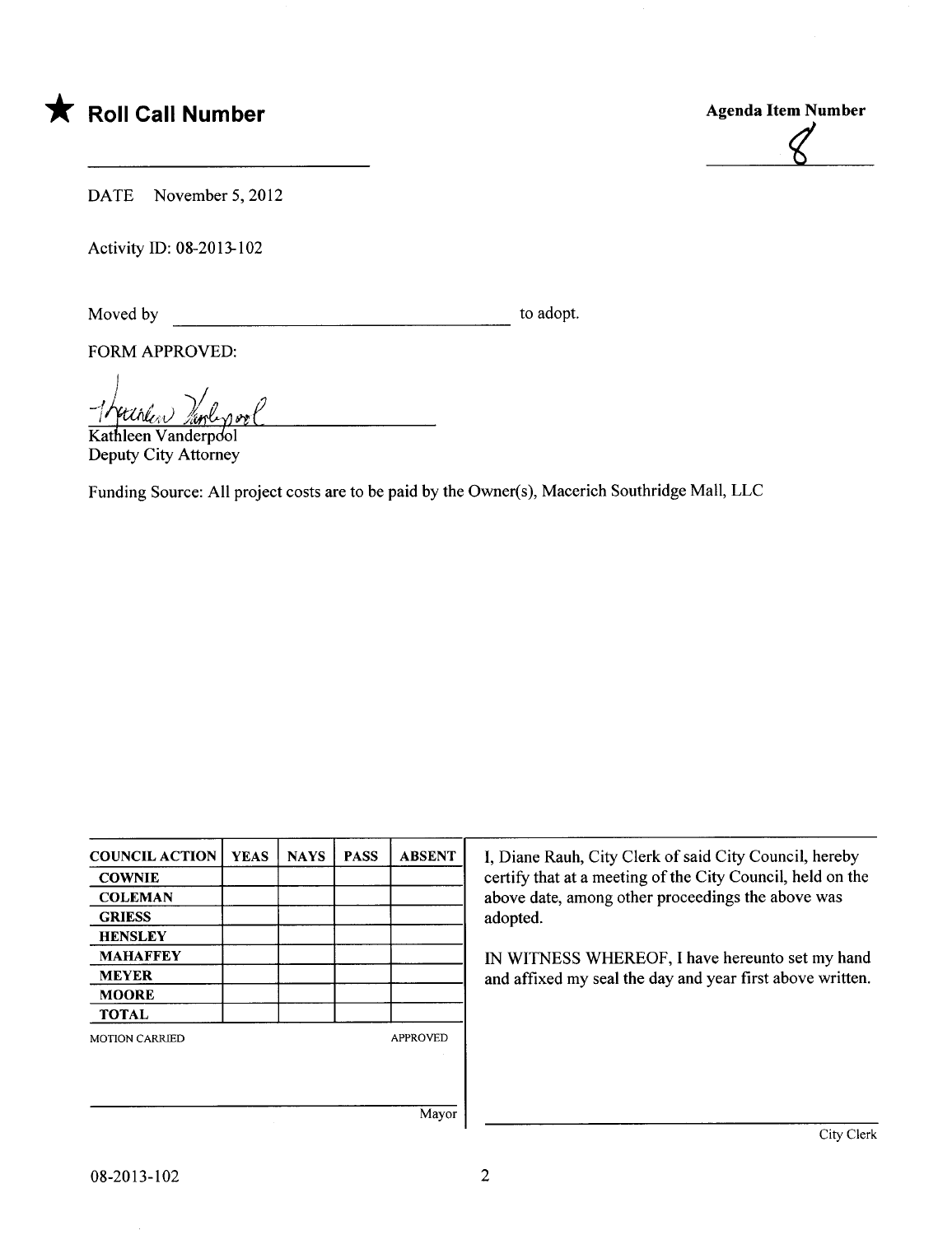★ **Roll Call Number**

**Agenda Item Number**

8

DATE November 5, 2012

Activity ID: 08-2013-102

Moved by ______________________ to adopt.

FORM APPROVED:

Kathleen Vanderpool
Deputy City Attorney

Funding Source: All project costs are to be paid by the Owner(s), Macerich Southridge Mall, LLC

| COUNCIL ACTION | YEAS | NAYS | PASS | ABSENT |
|---|---|---|---|---|
| COWNIE | | | | |
| COLEMAN | | | | |
| GRIESS | | | | |
| HENSLEY | | | | |
| MAHAFFEY | | | | |
| MEYER | | | | |
| MOORE | | | | |
| TOTAL | | | | |

MOTION CARRIED APPROVED

______________________ Mayor

I, Diane Rauh, City Clerk of said City Council, hereby certify that at a meeting of the City Council, held on the above date, among other proceedings the above was adopted.

IN WITNESS WHEREOF, I have hereunto set my hand and affixed my seal the day and year first above written.

______________________ City Clerk

08-2013-102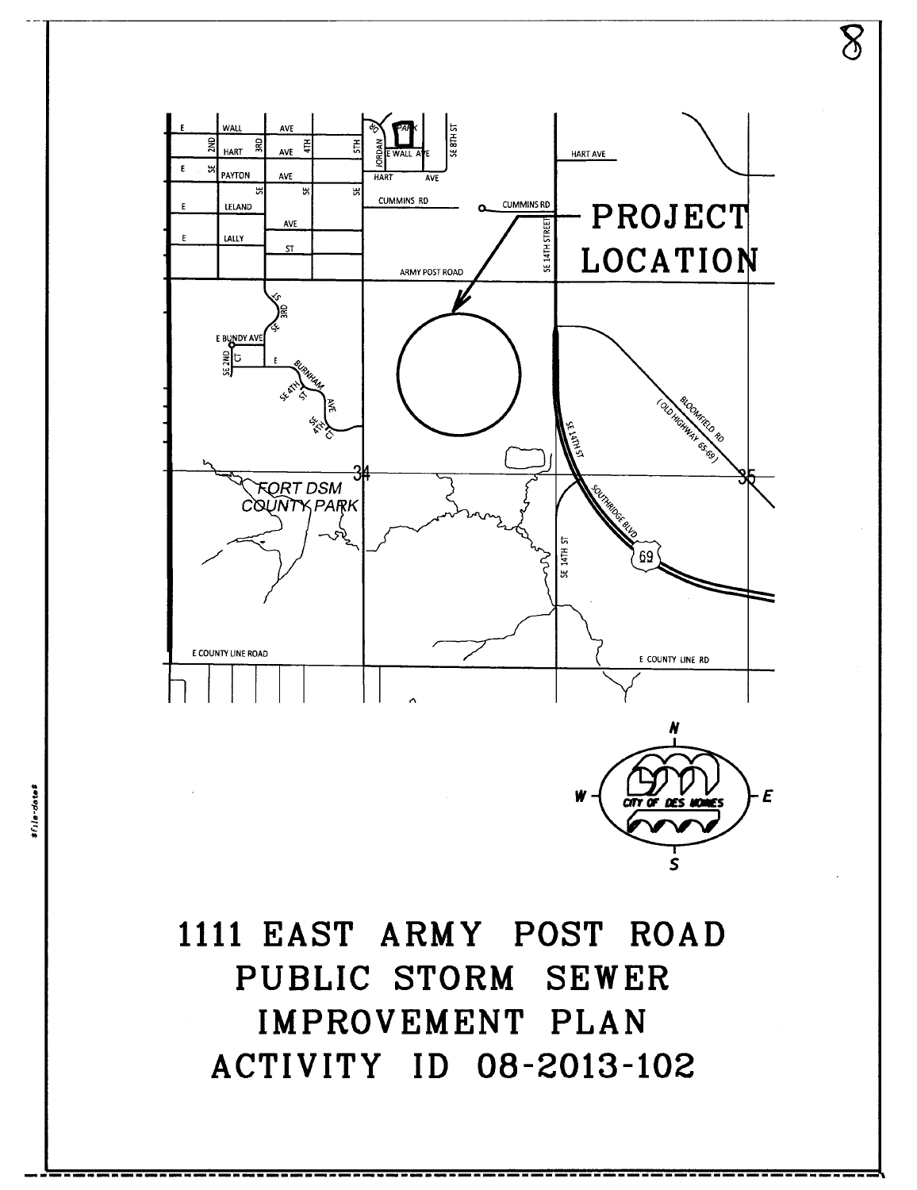PROJECT LOCATION

# 1111 EAST ARMY POST ROAD
# PUBLIC STORM SEWER
# IMPROVEMENT PLAN
# ACTIVITY ID 08-2013-102